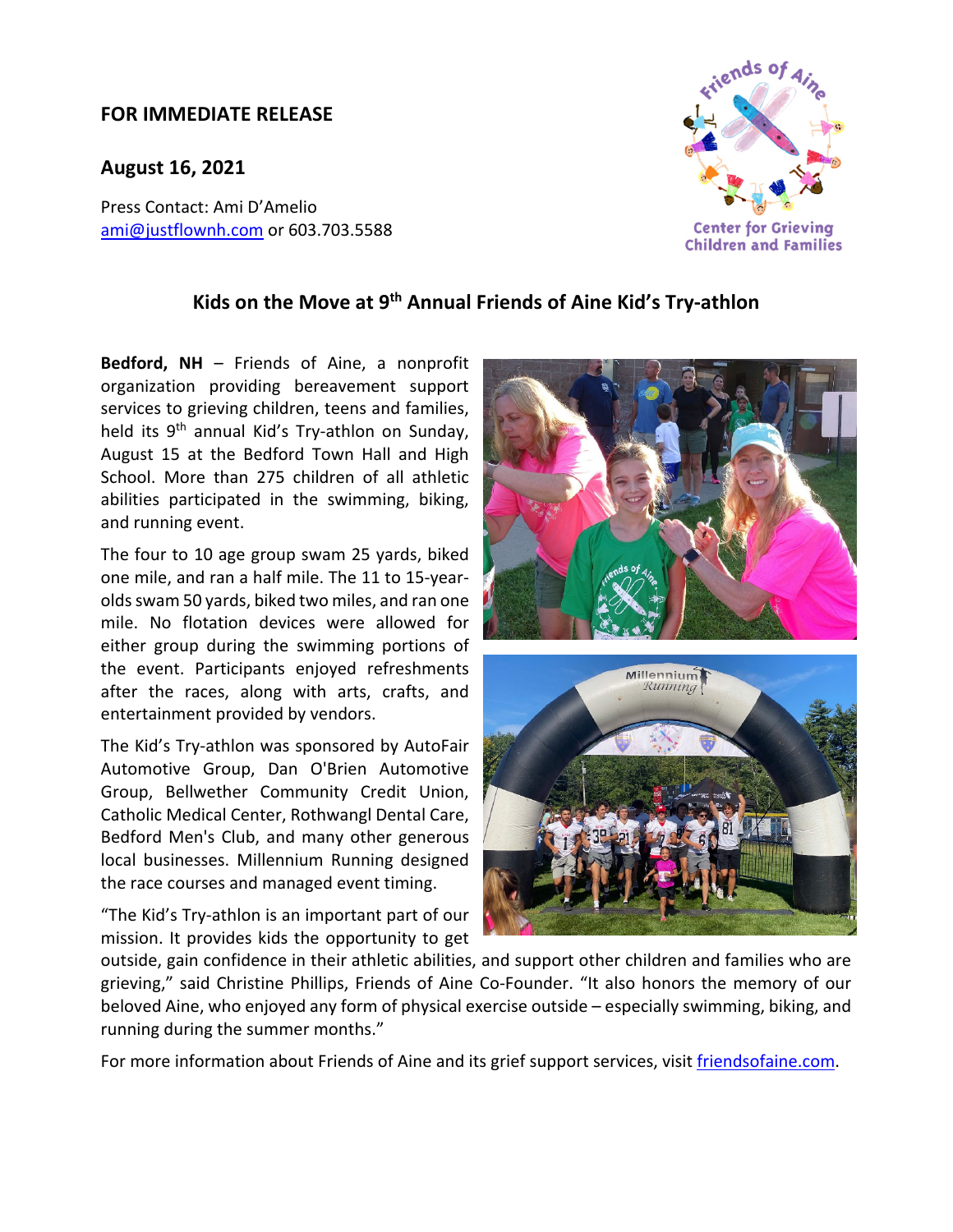**FOR IMMEDIATE RELEASE**

**August 16, 2021**

Press Contact: Ami D'Amelio
ami@justflownh.com or 603.703.5588

## Kids on the Move at 9th Annual Friends of Aine Kid's Try-athlon

**Bedford, NH** – Friends of Aine, a nonprofit organization providing bereavement support services to grieving children, teens and families, held its 9th annual Kid's Try-athlon on Sunday, August 15 at the Bedford Town Hall and High School. More than 275 children of all athletic abilities participated in the swimming, biking, and running event.

The four to 10 age group swam 25 yards, biked one mile, and ran a half mile. The 11 to 15-year-olds swam 50 yards, biked two miles, and ran one mile. No flotation devices were allowed for either group during the swimming portions of the event. Participants enjoyed refreshments after the races, along with arts, crafts, and entertainment provided by vendors.

The Kid's Try-athlon was sponsored by AutoFair Automotive Group, Dan O'Brien Automotive Group, Bellwether Community Credit Union, Catholic Medical Center, Rothwangl Dental Care, Bedford Men's Club, and many other generous local businesses. Millennium Running designed the race courses and managed event timing.

"The Kid's Try-athlon is an important part of our mission. It provides kids the opportunity to get outside, gain confidence in their athletic abilities, and support other children and families who are grieving," said Christine Phillips, Friends of Aine Co-Founder. "It also honors the memory of our beloved Aine, who enjoyed any form of physical exercise outside – especially swimming, biking, and running during the summer months."

For more information about Friends of Aine and its grief support services, visit friendsofaine.com.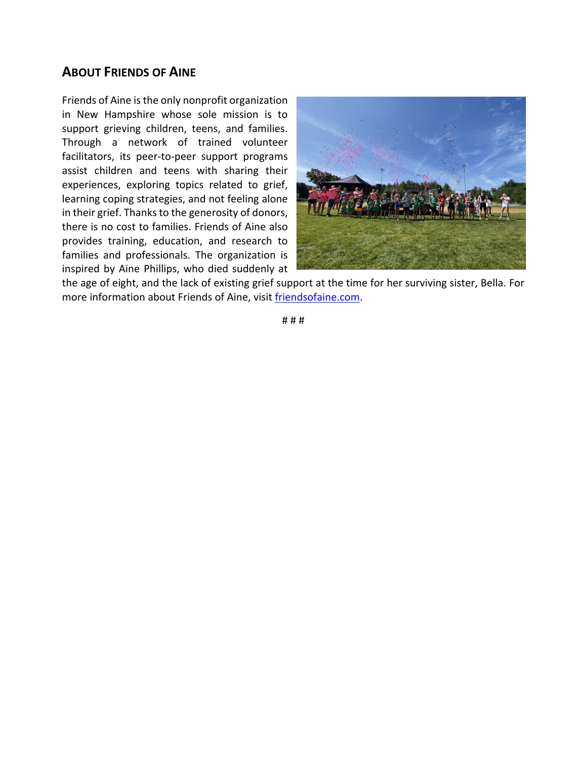## About Friends of Aine

Friends of Aine is the only nonprofit organization in New Hampshire whose sole mission is to support grieving children, teens, and families. Through a network of trained volunteer facilitators, its peer-to-peer support programs assist children and teens with sharing their experiences, exploring topics related to grief, learning coping strategies, and not feeling alone in their grief. Thanks to the generosity of donors, there is no cost to families. Friends of Aine also provides training, education, and research to families and professionals. The organization is inspired by Aine Phillips, who died suddenly at the age of eight, and the lack of existing grief support at the time for her surviving sister, Bella. For more information about Friends of Aine, visit friendsofaine.com.

# # #